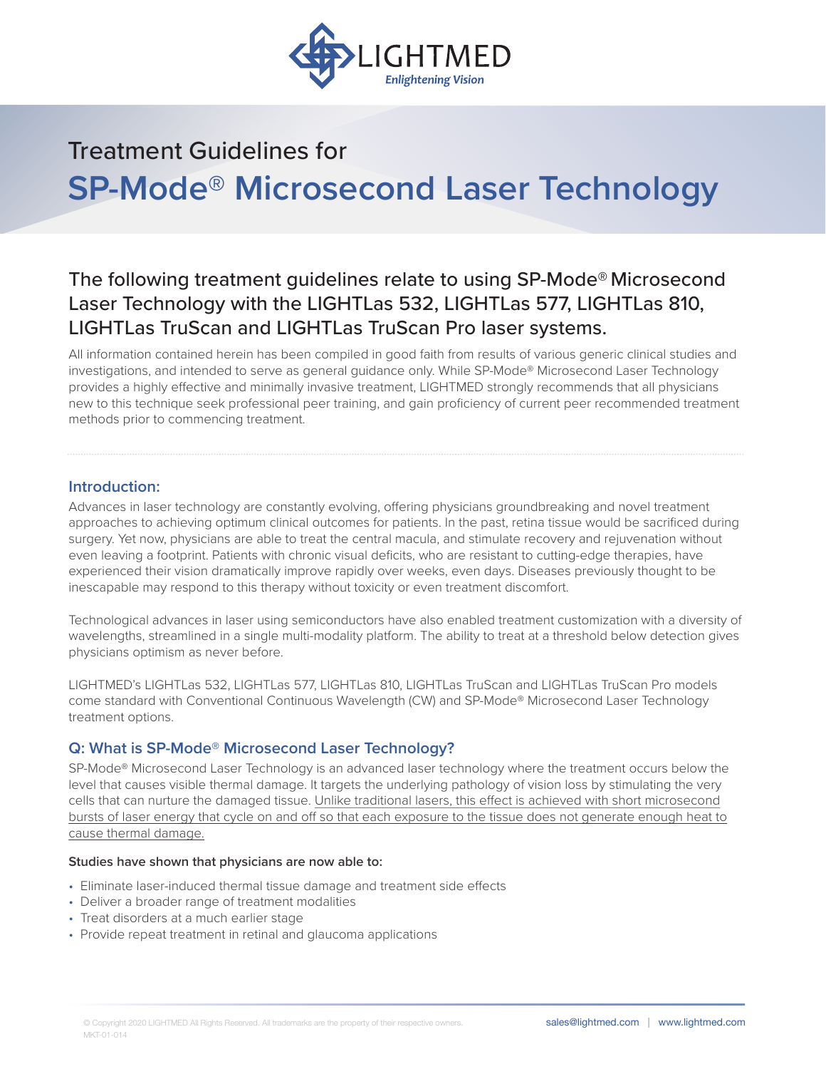LIGHTMED

*Enlightening Vision*

# Treatment Guidelines for

# SP-Mode® Microsecond Laser Technology

## The following treatment guidelines relate to using SP-Mode® Microsecond Laser Technology with the LIGHTLas 532, LIGHTLas 577, LIGHTLas 810, LIGHTLas TruScan and LIGHTLas TruScan Pro laser systems.

All information contained herein has been compiled in good faith from results of various generic clinical studies and investigations, and intended to serve as general guidance only. While SP-Mode® Microsecond Laser Technology provides a highly effective and minimally invasive treatment, LIGHTMED strongly recommends that all physicians new to this technique seek professional peer training, and gain proficiency of current peer recommended treatment methods prior to commencing treatment.

---

### Introduction:

Advances in laser technology are constantly evolving, offering physicians groundbreaking and novel treatment approaches to achieving optimum clinical outcomes for patients. In the past, retina tissue would be sacrificed during surgery. Yet now, physicians are able to treat the central macula, and stimulate recovery and rejuvenation without even leaving a footprint. Patients with chronic visual deficits, who are resistant to cutting-edge therapies, have experienced their vision dramatically improve rapidly over weeks, even days. Diseases previously thought to be inescapable may respond to this therapy without toxicity or even treatment discomfort.

Technological advances in laser using semiconductors have also enabled treatment customization with a diversity of wavelengths, streamlined in a single multi-modality platform. The ability to treat at a threshold below detection gives physicians optimism as never before.

LIGHTMED's LIGHTLas 532, LIGHTLas 577, LIGHTLas 810, LIGHTLas TruScan and LIGHTLas TruScan Pro models come standard with Conventional Continuous Wavelength (CW) and SP-Mode® Microsecond Laser Technology treatment options.

### Q: What is SP-Mode® Microsecond Laser Technology?

SP-Mode® Microsecond Laser Technology is an advanced laser technology where the treatment occurs below the level that causes visible thermal damage. It targets the underlying pathology of vision loss by stimulating the very cells that can nurture the damaged tissue. Unlike traditional lasers, this effect is achieved with short microsecond bursts of laser energy that cycle on and off so that each exposure to the tissue does not generate enough heat to cause thermal damage.

**Studies have shown that physicians are now able to:**

- Eliminate laser-induced thermal tissue damage and treatment side effects
- Deliver a broader range of treatment modalities
- Treat disorders at a much earlier stage
- Provide repeat treatment in retinal and glaucoma applications

© Copyright 2020 LIGHTMED All Rights Reserved. All trademarks are the property of their respective owners.
MKT-01-014

sales@lightmed.com | www.lightmed.com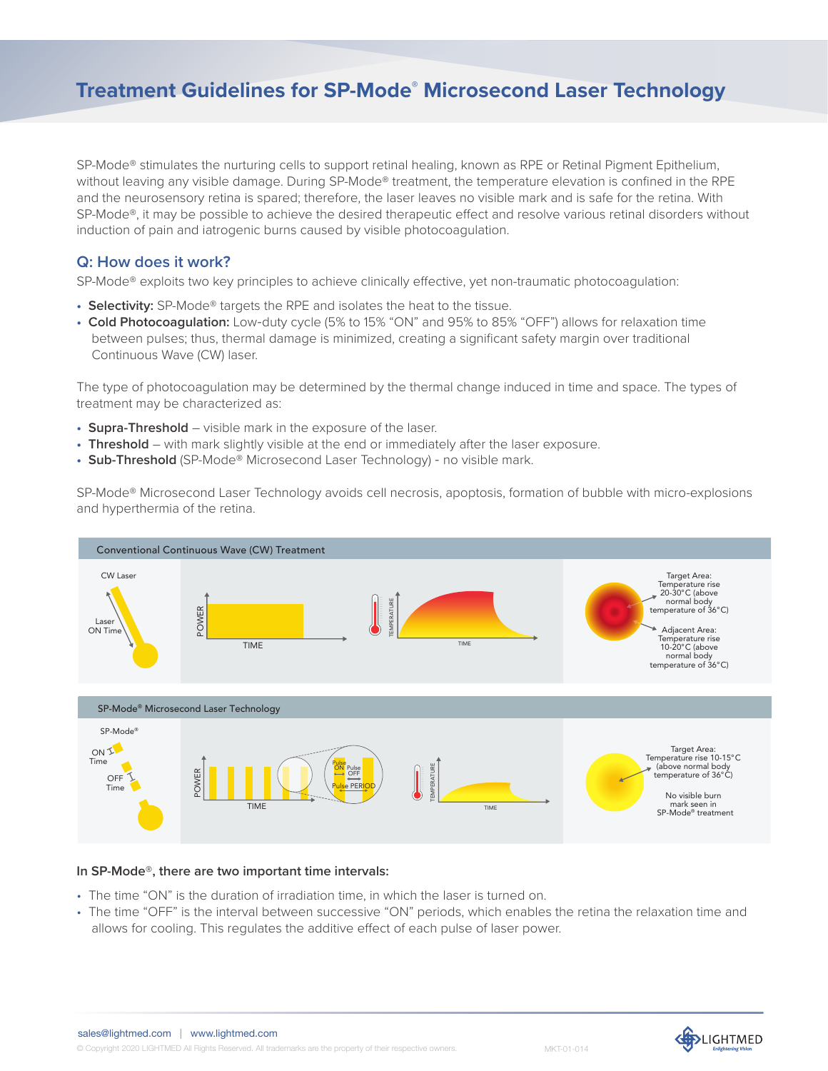# Treatment Guidelines for SP-Mode® Microsecond Laser Technology

SP-Mode® stimulates the nurturing cells to support retinal healing, known as RPE or Retinal Pigment Epithelium, without leaving any visible damage. During SP-Mode® treatment, the temperature elevation is confined in the RPE and the neurosensory retina is spared; therefore, the laser leaves no visible mark and is safe for the retina. With SP-Mode®, it may be possible to achieve the desired therapeutic effect and resolve various retinal disorders without induction of pain and iatrogenic burns caused by visible photocoagulation.

## Q: How does it work?

SP-Mode® exploits two key principles to achieve clinically effective, yet non-traumatic photocoagulation:

- **Selectivity:** SP-Mode® targets the RPE and isolates the heat to the tissue.
- **Cold Photocoagulation:** Low-duty cycle (5% to 15% "ON" and 95% to 85% "OFF") allows for relaxation time between pulses; thus, thermal damage is minimized, creating a significant safety margin over traditional Continuous Wave (CW) laser.

The type of photocoagulation may be determined by the thermal change induced in time and space. The types of treatment may be characterized as:

- **Supra-Threshold** – visible mark in the exposure of the laser.
- **Threshold** – with mark slightly visible at the end or immediately after the laser exposure.
- **Sub-Threshold** (SP-Mode® Microsecond Laser Technology) - no visible mark.

SP-Mode® Microsecond Laser Technology avoids cell necrosis, apoptosis, formation of bubble with micro-explosions and hyperthermia of the retina.

**Conventional Continuous Wave (CW) Treatment**

CW Laser

Laser ON Time

POWER / TIME

TEMPERATURE / TIME

Target Area: Temperature rise 20-30°C (above normal body temperature of 36°C)

Adjacent Area: Temperature rise 10-20°C (above normal body temperature of 36°C)

**SP-Mode® Microsecond Laser Technology**

SP-Mode®

ON Time

OFF Time

POWER / TIME

Pulse ON / Pulse OFF / Pulse PERIOD

TEMPERATURE / TIME

Target Area: Temperature rise 10-15°C (above normal body temperature of 36°C)

No visible burn mark seen in SP-Mode® treatment

**In SP-Mode®, there are two important time intervals:**

- The time "ON" is the duration of irradiation time, in which the laser is turned on.
- The time "OFF" is the interval between successive "ON" periods, which enables the retina the relaxation time and allows for cooling. This regulates the additive effect of each pulse of laser power.

sales@lightmed.com | www.lightmed.com

© Copyright 2020 LIGHTMED All Rights Reserved. All trademarks are the property of their respective owners. MKT-01-014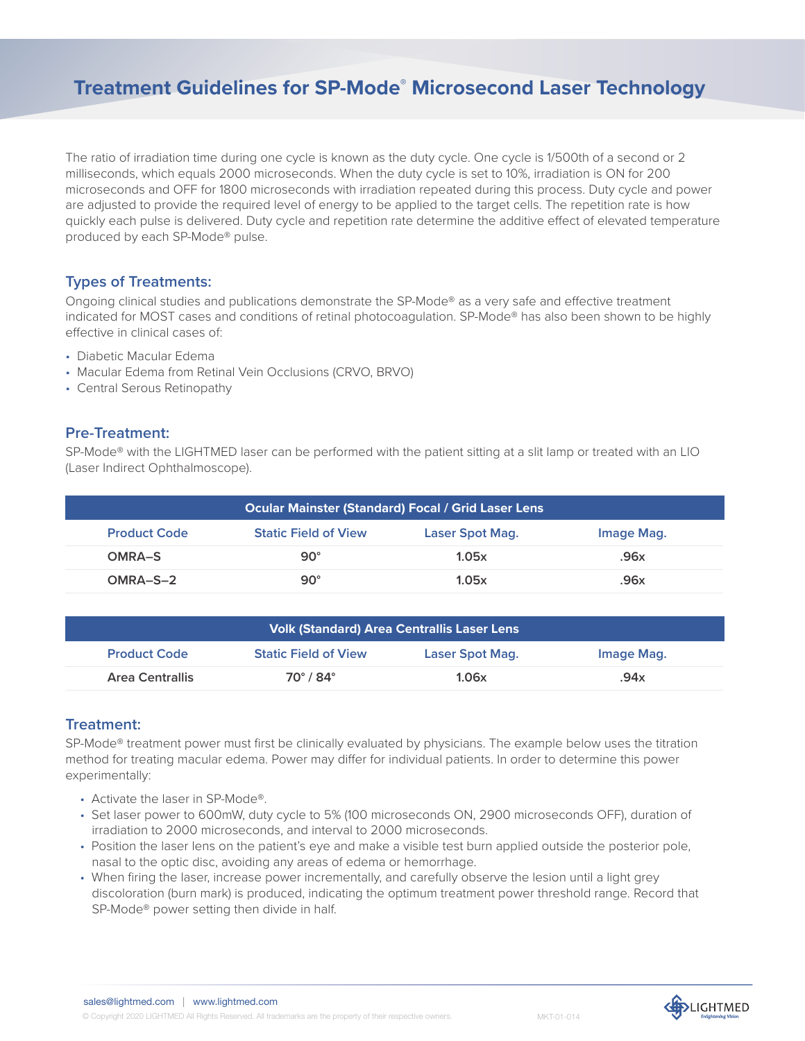# Treatment Guidelines for SP-Mode® Microsecond Laser Technology

The ratio of irradiation time during one cycle is known as the duty cycle. One cycle is 1/500th of a second or 2 milliseconds, which equals 2000 microseconds. When the duty cycle is set to 10%, irradiation is ON for 200 microseconds and OFF for 1800 microseconds with irradiation repeated during this process. Duty cycle and power are adjusted to provide the required level of energy to be applied to the target cells. The repetition rate is how quickly each pulse is delivered. Duty cycle and repetition rate determine the additive effect of elevated temperature produced by each SP-Mode® pulse.

## Types of Treatments:

Ongoing clinical studies and publications demonstrate the SP-Mode® as a very safe and effective treatment indicated for MOST cases and conditions of retinal photocoagulation. SP-Mode® has also been shown to be highly effective in clinical cases of:

- Diabetic Macular Edema
- Macular Edema from Retinal Vein Occlusions (CRVO, BRVO)
- Central Serous Retinopathy

## Pre-Treatment:

SP-Mode® with the LIGHTMED laser can be performed with the patient sitting at a slit lamp or treated with an LIO (Laser Indirect Ophthalmoscope).

| Ocular Mainster (Standard) Focal / Grid Laser Lens | | | |
|---|---|---|---|
| **Product Code** | **Static Field of View** | **Laser Spot Mag.** | **Image Mag.** |
| OMRA–S | 90° | 1.05x | .96x |
| OMRA–S–2 | 90° | 1.05x | .96x |

| Volk (Standard) Area Centrallis Laser Lens | | | |
|---|---|---|---|
| **Product Code** | **Static Field of View** | **Laser Spot Mag.** | **Image Mag.** |
| Area Centrallis | 70° / 84° | 1.06x | .94x |

## Treatment:

SP-Mode® treatment power must first be clinically evaluated by physicians. The example below uses the titration method for treating macular edema. Power may differ for individual patients. In order to determine this power experimentally:

- Activate the laser in SP-Mode®.
- Set laser power to 600mW, duty cycle to 5% (100 microseconds ON, 2900 microseconds OFF), duration of irradiation to 2000 microseconds, and interval to 2000 microseconds.
- Position the laser lens on the patient's eye and make a visible test burn applied outside the posterior pole, nasal to the optic disc, avoiding any areas of edema or hemorrhage.
- When firing the laser, increase power incrementally, and carefully observe the lesion until a light grey discoloration (burn mark) is produced, indicating the optimum treatment power threshold range. Record that SP-Mode® power setting then divide in half.

sales@lightmed.com | www.lightmed.com

© Copyright 2020 LIGHTMED All Rights Reserved. All trademarks are the property of their respective owners. MKT-01-014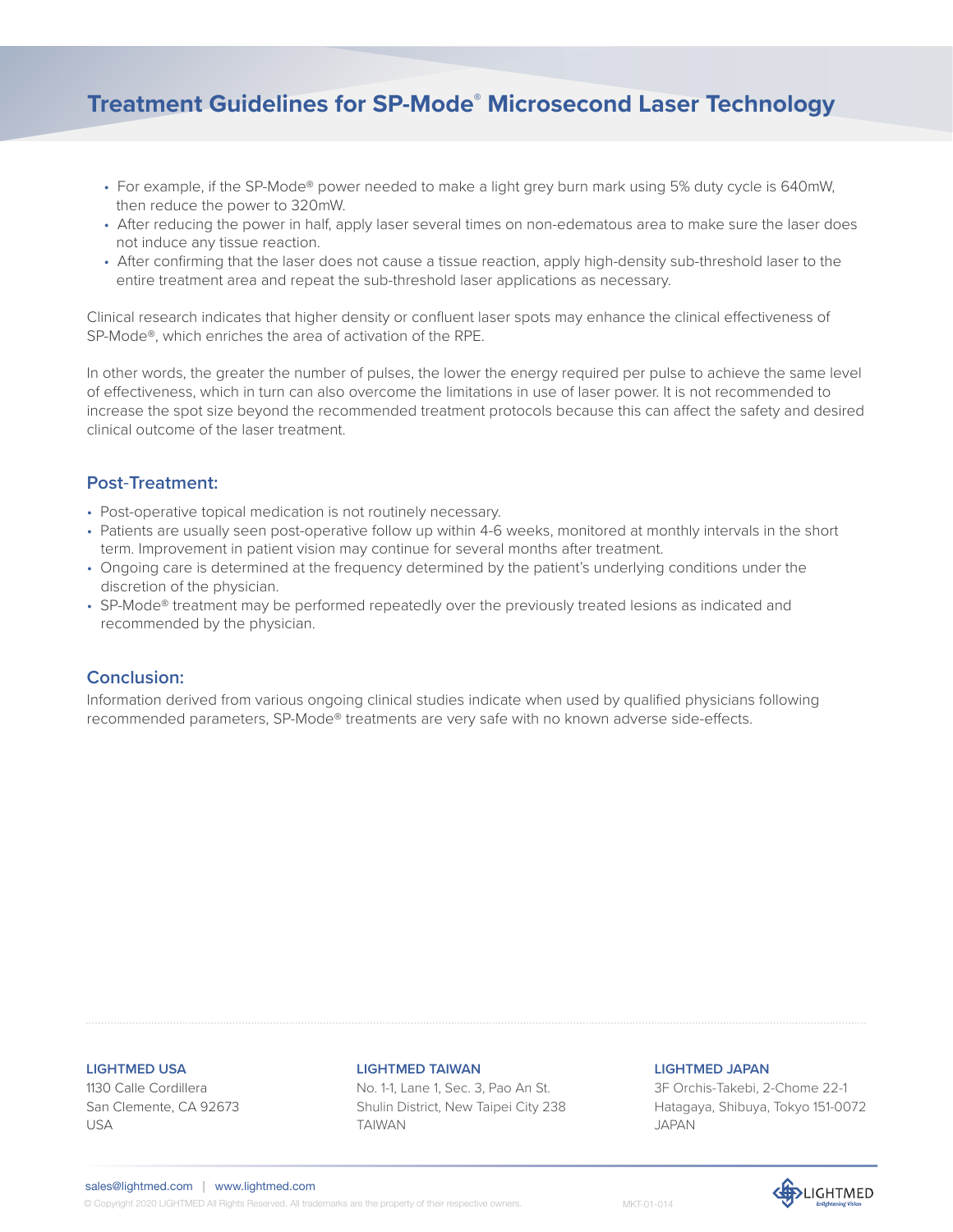# Treatment Guidelines for SP-Mode® Microsecond Laser Technology

- For example, if the SP-Mode® power needed to make a light grey burn mark using 5% duty cycle is 640mW, then reduce the power to 320mW.
- After reducing the power in half, apply laser several times on non-edematous area to make sure the laser does not induce any tissue reaction.
- After confirming that the laser does not cause a tissue reaction, apply high-density sub-threshold laser to the entire treatment area and repeat the sub-threshold laser applications as necessary.

Clinical research indicates that higher density or confluent laser spots may enhance the clinical effectiveness of SP-Mode®, which enriches the area of activation of the RPE.

In other words, the greater the number of pulses, the lower the energy required per pulse to achieve the same level of effectiveness, which in turn can also overcome the limitations in use of laser power. It is not recommended to increase the spot size beyond the recommended treatment protocols because this can affect the safety and desired clinical outcome of the laser treatment.

## Post-Treatment:

- Post-operative topical medication is not routinely necessary.
- Patients are usually seen post-operative follow up within 4-6 weeks, monitored at monthly intervals in the short term. Improvement in patient vision may continue for several months after treatment.
- Ongoing care is determined at the frequency determined by the patient's underlying conditions under the discretion of the physician.
- SP-Mode® treatment may be performed repeatedly over the previously treated lesions as indicated and recommended by the physician.

## Conclusion:

Information derived from various ongoing clinical studies indicate when used by qualified physicians following recommended parameters, SP-Mode® treatments are very safe with no known adverse side-effects.

**LIGHTMED USA**
1130 Calle Cordillera
San Clemente, CA 92673
USA

**LIGHTMED TAIWAN**
No. 1-1, Lane 1, Sec. 3, Pao An St.
Shulin District, New Taipei City 238
TAIWAN

**LIGHTMED JAPAN**
3F Orchis-Takebi, 2-Chome 22-1
Hatagaya, Shibuya, Tokyo 151-0072
JAPAN

sales@lightmed.com | www.lightmed.com

© Copyright 2020 LIGHTMED All Rights Reserved. All trademarks are the property of their respective owners.

MKT-01-014

LIGHTMED Enlightening Vision